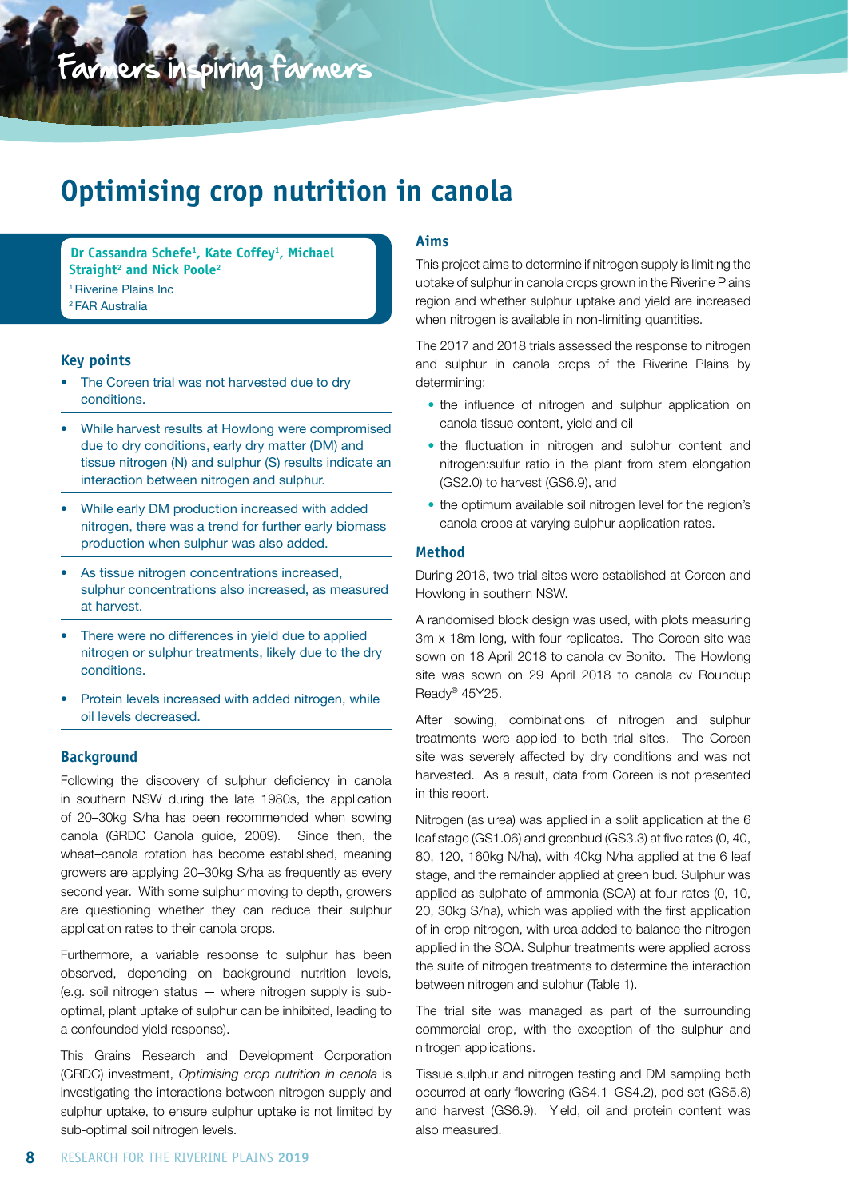# Optimising crop nutrition in canola

**Dr Cassandra Schefe[1], Kate Coffey[1], Michael Straight[2] and Nick Poole[2]**

[1] Riverine Plains Inc
[2] FAR Australia

## Key points

- The Coreen trial was not harvested due to dry conditions.
- While harvest results at Howlong were compromised due to dry conditions, early dry matter (DM) and tissue nitrogen (N) and sulphur (S) results indicate an interaction between nitrogen and sulphur.
- While early DM production increased with added nitrogen, there was a trend for further early biomass production when sulphur was also added.
- As tissue nitrogen concentrations increased, sulphur concentrations also increased, as measured at harvest.
- There were no differences in yield due to applied nitrogen or sulphur treatments, likely due to the dry conditions.
- Protein levels increased with added nitrogen, while oil levels decreased.

## Background

Following the discovery of sulphur deficiency in canola in southern NSW during the late 1980s, the application of 20–30kg S/ha has been recommended when sowing canola (GRDC Canola guide, 2009). Since then, the wheat–canola rotation has become established, meaning growers are applying 20–30kg S/ha as frequently as every second year. With some sulphur moving to depth, growers are questioning whether they can reduce their sulphur application rates to their canola crops.

Furthermore, a variable response to sulphur has been observed, depending on background nutrition levels, (e.g. soil nitrogen status — where nitrogen supply is sub-optimal, plant uptake of sulphur can be inhibited, leading to a confounded yield response).

This Grains Research and Development Corporation (GRDC) investment, *Optimising crop nutrition in canola* is investigating the interactions between nitrogen supply and sulphur uptake, to ensure sulphur uptake is not limited by sub-optimal soil nitrogen levels.

## Aims

This project aims to determine if nitrogen supply is limiting the uptake of sulphur in canola crops grown in the Riverine Plains region and whether sulphur uptake and yield are increased when nitrogen is available in non-limiting quantities.

The 2017 and 2018 trials assessed the response to nitrogen and sulphur in canola crops of the Riverine Plains by determining:

- the influence of nitrogen and sulphur application on canola tissue content, yield and oil
- the fluctuation in nitrogen and sulphur content and nitrogen:sulfur ratio in the plant from stem elongation (GS2.0) to harvest (GS6.9), and
- the optimum available soil nitrogen level for the region's canola crops at varying sulphur application rates.

## Method

During 2018, two trial sites were established at Coreen and Howlong in southern NSW.

A randomised block design was used, with plots measuring 3m x 18m long, with four replicates. The Coreen site was sown on 18 April 2018 to canola cv Bonito. The Howlong site was sown on 29 April 2018 to canola cv Roundup Ready® 45Y25.

After sowing, combinations of nitrogen and sulphur treatments were applied to both trial sites. The Coreen site was severely affected by dry conditions and was not harvested. As a result, data from Coreen is not presented in this report.

Nitrogen (as urea) was applied in a split application at the 6 leaf stage (GS1.06) and greenbud (GS3.3) at five rates (0, 40, 80, 120, 160kg N/ha), with 40kg N/ha applied at the 6 leaf stage, and the remainder applied at green bud. Sulphur was applied as sulphate of ammonia (SOA) at four rates (0, 10, 20, 30kg S/ha), which was applied with the first application of in-crop nitrogen, with urea added to balance the nitrogen applied in the SOA. Sulphur treatments were applied across the suite of nitrogen treatments to determine the interaction between nitrogen and sulphur (Table 1).

The trial site was managed as part of the surrounding commercial crop, with the exception of the sulphur and nitrogen applications.

Tissue sulphur and nitrogen testing and DM sampling both occurred at early flowering (GS4.1–GS4.2), pod set (GS5.8) and harvest (GS6.9). Yield, oil and protein content was also measured.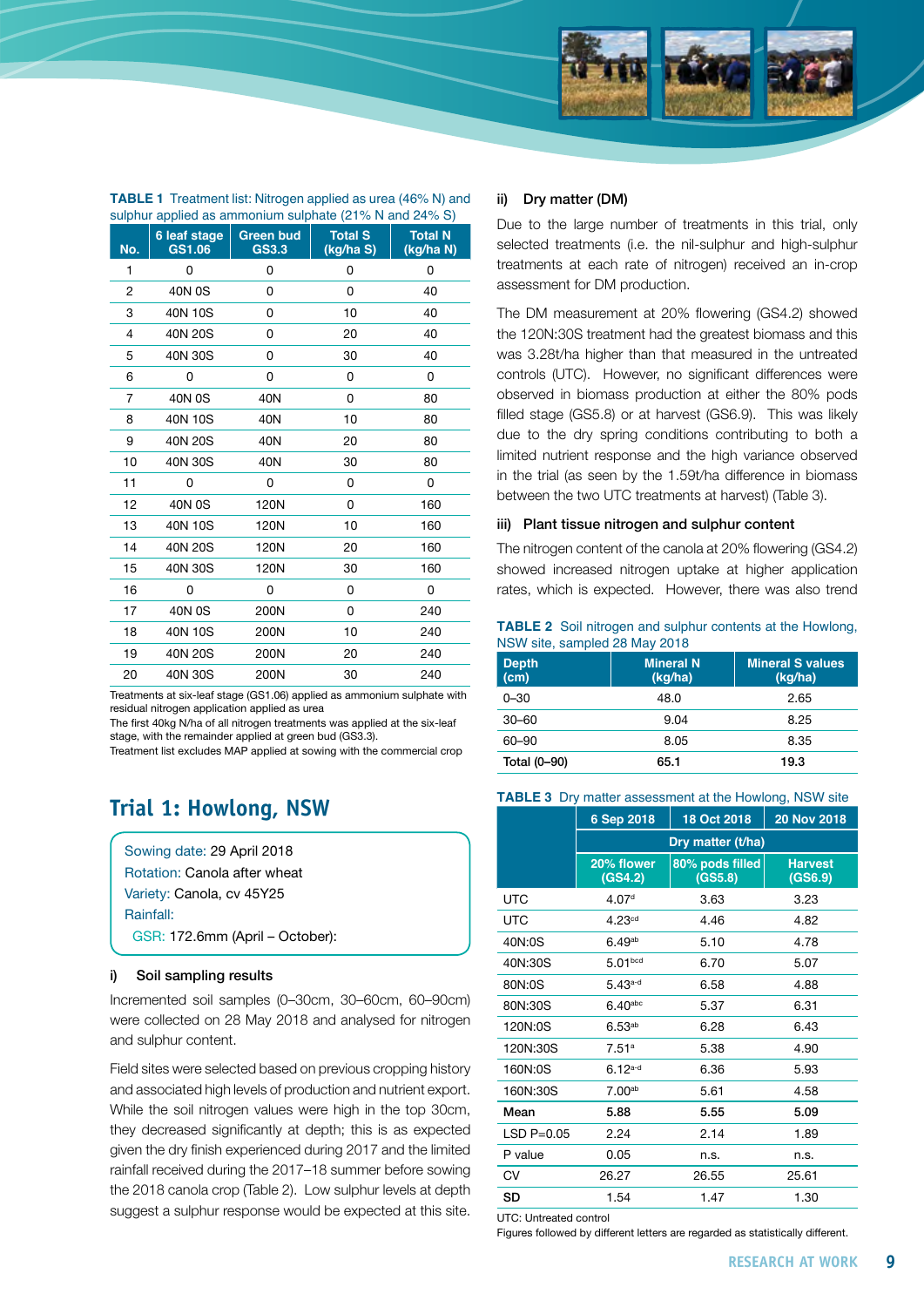**TABLE 1** Treatment list: Nitrogen applied as urea (46% N) and sulphur applied as ammonium sulphate (21% N and 24% S)

| No. | 6 leaf stage GS1.06 | Green bud GS3.3 | Total S (kg/ha S) | Total N (kg/ha N) |
|---|---|---|---|---|
| 1 | 0 | 0 | 0 | 0 |
| 2 | 40N 0S | 0 | 0 | 40 |
| 3 | 40N 10S | 0 | 10 | 40 |
| 4 | 40N 20S | 0 | 20 | 40 |
| 5 | 40N 30S | 0 | 30 | 40 |
| 6 | 0 | 0 | 0 | 0 |
| 7 | 40N 0S | 40N | 0 | 80 |
| 8 | 40N 10S | 40N | 10 | 80 |
| 9 | 40N 20S | 40N | 20 | 80 |
| 10 | 40N 30S | 40N | 30 | 80 |
| 11 | 0 | 0 | 0 | 0 |
| 12 | 40N 0S | 120N | 0 | 160 |
| 13 | 40N 10S | 120N | 10 | 160 |
| 14 | 40N 20S | 120N | 20 | 160 |
| 15 | 40N 30S | 120N | 30 | 160 |
| 16 | 0 | 0 | 0 | 0 |
| 17 | 40N 0S | 200N | 0 | 240 |
| 18 | 40N 10S | 200N | 10 | 240 |
| 19 | 40N 20S | 200N | 20 | 240 |
| 20 | 40N 30S | 200N | 30 | 240 |

Treatments at six-leaf stage (GS1.06) applied as ammonium sulphate with residual nitrogen application applied as urea
The first 40kg N/ha of all nitrogen treatments was applied at the six-leaf stage, with the remainder applied at green bud (GS3.3).
Treatment list excludes MAP applied at sowing with the commercial crop

## Trial 1: Howlong, NSW

Sowing date: 29 April 2018
Rotation: Canola after wheat
Variety: Canola, cv 45Y25
Rainfall:
GSR: 172.6mm (April – October):

### i) Soil sampling results

Incremented soil samples (0–30cm, 30–60cm, 60–90cm) were collected on 28 May 2018 and analysed for nitrogen and sulphur content.

Field sites were selected based on previous cropping history and associated high levels of production and nutrient export. While the soil nitrogen values were high in the top 30cm, they decreased significantly at depth; this is as expected given the dry finish experienced during 2017 and the limited rainfall received during the 2017–18 summer before sowing the 2018 canola crop (Table 2). Low sulphur levels at depth suggest a sulphur response would be expected at this site.

### ii) Dry matter (DM)

Due to the large number of treatments in this trial, only selected treatments (i.e. the nil-sulphur and high-sulphur treatments at each rate of nitrogen) received an in-crop assessment for DM production.

The DM measurement at 20% flowering (GS4.2) showed the 120N:30S treatment had the greatest biomass and this was 3.28t/ha higher than that measured in the untreated controls (UTC). However, no significant differences were observed in biomass production at either the 80% pods filled stage (GS5.8) or at harvest (GS6.9). This was likely due to the dry spring conditions contributing to both a limited nutrient response and the high variance observed in the trial (as seen by the 1.59t/ha difference in biomass between the two UTC treatments at harvest) (Table 3).

### iii) Plant tissue nitrogen and sulphur content

The nitrogen content of the canola at 20% flowering (GS4.2) showed increased nitrogen uptake at higher application rates, which is expected. However, there was also trend

**TABLE 2** Soil nitrogen and sulphur contents at the Howlong, NSW site, sampled 28 May 2018

| Depth (cm) | Mineral N (kg/ha) | Mineral S values (kg/ha) |
|---|---|---|
| 0–30 | 48.0 | 2.65 |
| 30–60 | 9.04 | 8.25 |
| 60–90 | 8.05 | 8.35 |
| Total (0–90) | 65.1 | 19.3 |

**TABLE 3** Dry matter assessment at the Howlong, NSW site

| | 6 Sep 2018 | 18 Oct 2018 | 20 Nov 2018 |
|---|---|---|---|
| | Dry matter (t/ha) | | |
| | 20% flower (GS4.2) | 80% pods filled (GS5.8) | Harvest (GS6.9) |
| UTC | 4.07[d] | 3.63 | 3.23 |
| UTC | 4.23[cd] | 4.46 | 4.82 |
| 40N:0S | 6.49[ab] | 5.10 | 4.78 |
| 40N:30S | 5.01[bcd] | 6.70 | 5.07 |
| 80N:0S | 5.43[a-d] | 6.58 | 4.88 |
| 80N:30S | 6.40[abc] | 5.37 | 6.31 |
| 120N:0S | 6.53[ab] | 6.28 | 6.43 |
| 120N:30S | 7.51[a] | 5.38 | 4.90 |
| 160N:0S | 6.12[a-d] | 6.36 | 5.93 |
| 160N:30S | 7.00[ab] | 5.61 | 4.58 |
| **Mean** | **5.88** | **5.55** | **5.09** |
| LSD P=0.05 | 2.24 | 2.14 | 1.89 |
| P value | 0.05 | n.s. | n.s. |
| CV | 26.27 | 26.55 | 25.61 |
| **SD** | 1.54 | 1.47 | 1.30 |

UTC: Untreated control
Figures followed by different letters are regarded as statistically different.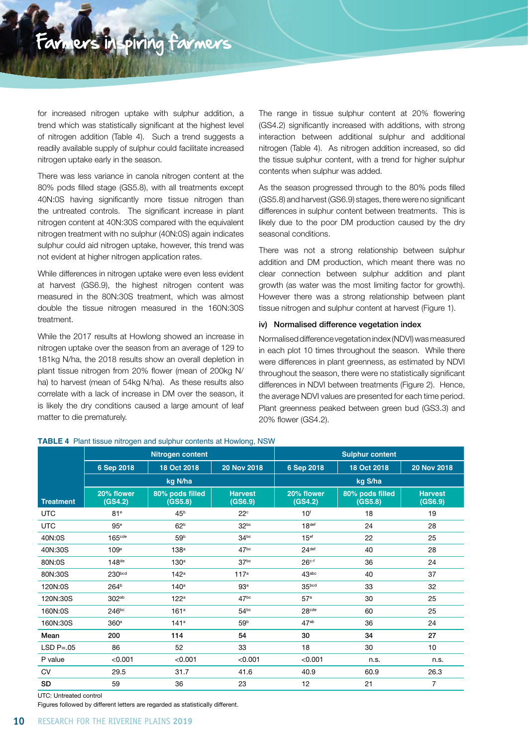for increased nitrogen uptake with sulphur addition, a trend which was statistically significant at the highest level of nitrogen addition (Table 4). Such a trend suggests a readily available supply of sulphur could facilitate increased nitrogen uptake early in the season.

There was less variance in canola nitrogen content at the 80% pods filled stage (GS5.8), with all treatments except 40N:0S having significantly more tissue nitrogen than the untreated controls. The significant increase in plant nitrogen content at 40N:30S compared with the equivalent nitrogen treatment with no sulphur (40N:0S) again indicates sulphur could aid nitrogen uptake, however, this trend was not evident at higher nitrogen application rates.

While differences in nitrogen uptake were even less evident at harvest (GS6.9), the highest nitrogen content was measured in the 80N:30S treatment, which was almost double the tissue nitrogen measured in the 160N:30S treatment.

While the 2017 results at Howlong showed an increase in nitrogen uptake over the season from an average of 129 to 181kg N/ha, the 2018 results show an overall depletion in plant tissue nitrogen from 20% flower (mean of 200kg N/ha) to harvest (mean of 54kg N/ha). As these results also correlate with a lack of increase in DM over the season, it is likely the dry conditions caused a large amount of leaf matter to die prematurely.

The range in tissue sulphur content at 20% flowering (GS4.2) significantly increased with additions, with strong interaction between additional sulphur and additional nitrogen (Table 4). As nitrogen addition increased, so did the tissue sulphur content, with a trend for higher sulphur contents when sulphur was added.

As the season progressed through to the 80% pods filled (GS5.8) and harvest (GS6.9) stages, there were no significant differences in sulphur content between treatments. This is likely due to the poor DM production caused by the dry seasonal conditions.

There was not a strong relationship between sulphur addition and DM production, which meant there was no clear connection between sulphur addition and plant growth (as water was the most limiting factor for growth). However there was a strong relationship between plant tissue nitrogen and sulphur content at harvest (Figure 1).

#### iv) Normalised difference vegetation index

Normalised difference vegetation index (NDVI) was measured in each plot 10 times throughout the season. While there were differences in plant greenness, as estimated by NDVI throughout the season, there were no statistically significant differences in NDVI between treatments (Figure 2). Hence, the average NDVI values are presented for each time period. Plant greenness peaked between green bud (GS3.3) and 20% flower (GS4.2).

**TABLE 4** Plant tissue nitrogen and sulphur contents at Howlong, NSW

| | Nitrogen content | | | Sulphur content | | |
|---|---|---|---|---|---|---|
| | 6 Sep 2018 | 18 Oct 2018 | 20 Nov 2018 | 6 Sep 2018 | 18 Oct 2018 | 20 Nov 2018 |
| | kg N/ha | | | kg S/ha | | |
| **Treatment** | 20% flower (GS4.2) | 80% pods filled (GS5.8) | Harvest (GS6.9) | 20% flower (GS4.2) | 80% pods filled (GS5.8) | Harvest (GS6.9) |
| UTC | 81[e] | 45[b] | 22[c] | 10[f] | 18 | 19 |
| UTC | 95[e] | 62[b] | 32[bc] | 18[def] | 24 | 28 |
| 40N:0S | 165[cde] | 59[b] | 34[bc] | 15[ef] | 22 | 25 |
| 40N:30S | 109[e] | 138[a] | 47[bc] | 24[def] | 40 | 28 |
| 80N:0S | 148[de] | 130[a] | 37[bc] | 26[c-f] | 36 | 24 |
| 80N:30S | 230[bcd] | 142[a] | 117[a] | 43[abc] | 40 | 37 |
| 120N:0S | 264[b] | 140[a] | 93[a] | 35[bcd] | 33 | 32 |
| 120N:30S | 302[ab] | 122[a] | 47[bc] | 57[a] | 30 | 25 |
| 160N:0S | 246[bc] | 161[a] | 54[bc] | 28[cde] | 60 | 25 |
| 160N:30S | 360[a] | 141[a] | 59[b] | 47[ab] | 36 | 24 |
| **Mean** | **200** | **114** | **54** | **30** | **34** | **27** |
| LSD P=.05 | 86 | 52 | 33 | 18 | 30 | 10 |
| P value | <0.001 | <0.001 | <0.001 | <0.001 | n.s. | n.s. |
| CV | 29.5 | 31.7 | 41.6 | 40.9 | 60.9 | 26.3 |
| **SD** | 59 | 36 | 23 | 12 | 21 | 7 |

UTC: Untreated control

Figures followed by different letters are regarded as statistically different.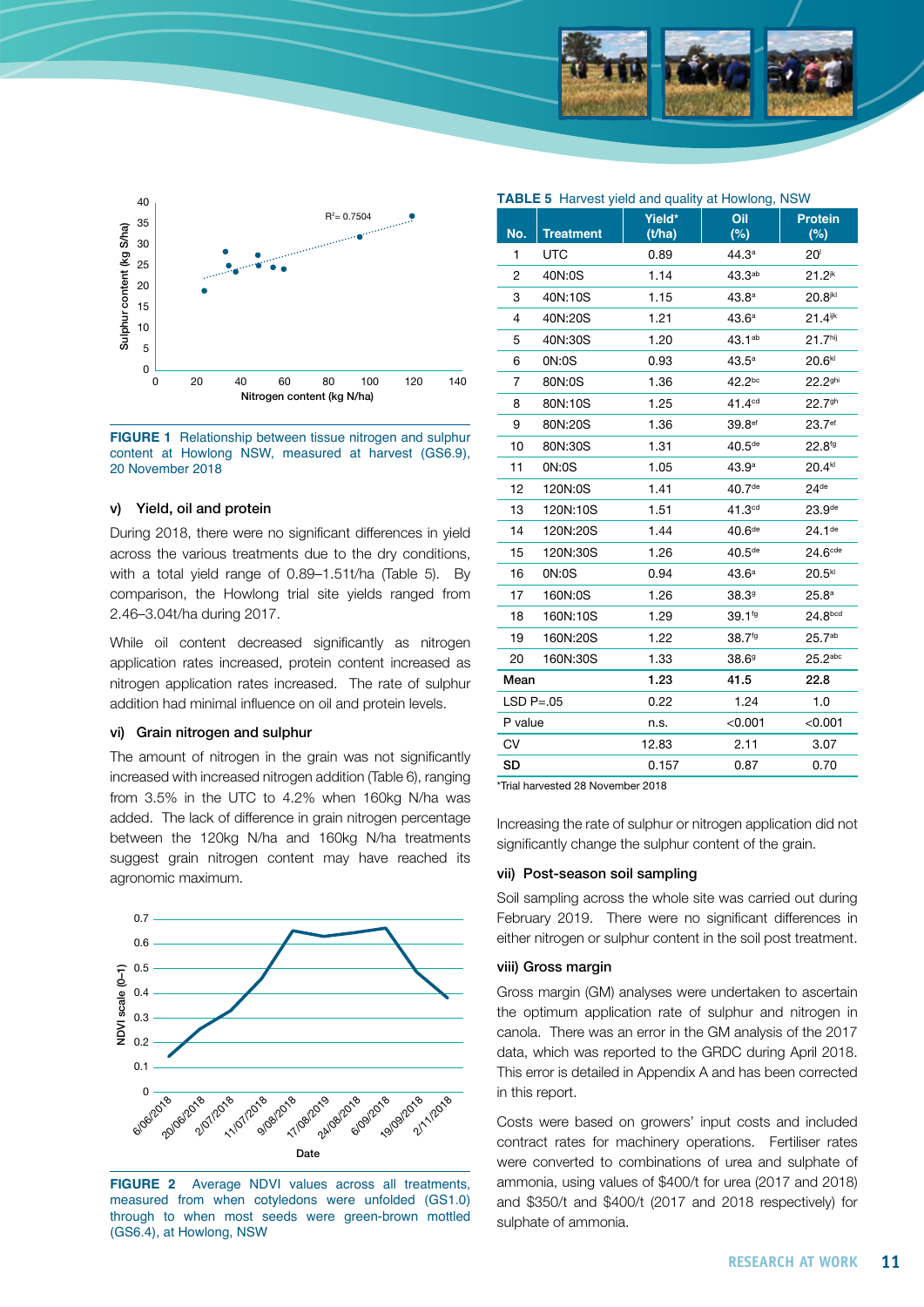**FIGURE 1** Relationship between tissue nitrogen and sulphur content at Howlong NSW, measured at harvest (GS6.9), 20 November 2018

### v) Yield, oil and protein

During 2018, there were no significant differences in yield across the various treatments due to the dry conditions, with a total yield range of 0.89–1.51t/ha (Table 5). By comparison, the Howlong trial site yields ranged from 2.46–3.04t/ha during 2017.

While oil content decreased significantly as nitrogen application rates increased, protein content increased as nitrogen application rates increased. The rate of sulphur addition had minimal influence on oil and protein levels.

### vi) Grain nitrogen and sulphur

The amount of nitrogen in the grain was not significantly increased with increased nitrogen addition (Table 6), ranging from 3.5% in the UTC to 4.2% when 160kg N/ha was added. The lack of difference in grain nitrogen percentage between the 120kg N/ha and 160kg N/ha treatments suggest grain nitrogen content may have reached its agronomic maximum.

**FIGURE 2** Average NDVI values across all treatments, measured from when cotyledons were unfolded (GS1.0) through to when most seeds were green-brown mottled (GS6.4), at Howlong, NSW

**TABLE 5** Harvest yield and quality at Howlong, NSW

| No. | Treatment | Yield* (t/ha) | Oil (%) | Protein (%) |
|---|---|---|---|---|
| 1 | UTC | 0.89 | 44.3[a] | 20[l] |
| 2 | 40N:0S | 1.14 | 43.3[ab] | 21.2[jk] |
| 3 | 40N:10S | 1.15 | 43.8[a] | 20.8[jkl] |
| 4 | 40N:20S | 1.21 | 43.6[a] | 21.4[ijk] |
| 5 | 40N:30S | 1.20 | 43.1[ab] | 21.7[hij] |
| 6 | 0N:0S | 0.93 | 43.5[a] | 20.6[kl] |
| 7 | 80N:0S | 1.36 | 42.2[bc] | 22.2[ghi] |
| 8 | 80N:10S | 1.25 | 41.4[cd] | 22.7[gh] |
| 9 | 80N:20S | 1.36 | 39.8[ef] | 23.7[ef] |
| 10 | 80N:30S | 1.31 | 40.5[de] | 22.8[fg] |
| 11 | 0N:0S | 1.05 | 43.9[a] | 20.4[kl] |
| 12 | 120N:0S | 1.41 | 40.7[de] | 24[de] |
| 13 | 120N:10S | 1.51 | 41.3[cd] | 23.9[de] |
| 14 | 120N:20S | 1.44 | 40.6[de] | 24.1[de] |
| 15 | 120N:30S | 1.26 | 40.5[de] | 24.6[cde] |
| 16 | 0N:0S | 0.94 | 43.6[a] | 20.5[kl] |
| 17 | 160N:0S | 1.26 | 38.3[g] | 25.8[a] |
| 18 | 160N:10S | 1.29 | 39.1[fg] | 24.8[bcd] |
| 19 | 160N:20S | 1.22 | 38.7[fg] | 25.7[ab] |
| 20 | 160N:30S | 1.33 | 38.6[g] | 25.2[abc] |
| **Mean** | | **1.23** | **41.5** | **22.8** |
| LSD P=.05 | | 0.22 | 1.24 | 1.0 |
| P value | | n.s. | <0.001 | <0.001 |
| CV | | 12.83 | 2.11 | 3.07 |
| **SD** | | 0.157 | 0.87 | 0.70 |

*Trial harvested 28 November 2018

Increasing the rate of sulphur or nitrogen application did not significantly change the sulphur content of the grain.

### vii) Post-season soil sampling

Soil sampling across the whole site was carried out during February 2019. There were no significant differences in either nitrogen or sulphur content in the soil post treatment.

### viii) Gross margin

Gross margin (GM) analyses were undertaken to ascertain the optimum application rate of sulphur and nitrogen in canola. There was an error in the GM analysis of the 2017 data, which was reported to the GRDC during April 2018. This error is detailed in Appendix A and has been corrected in this report.

Costs were based on growers' input costs and included contract rates for machinery operations. Fertiliser rates were converted to combinations of urea and sulphate of ammonia, using values of $400/t for urea (2017 and 2018) and $350/t and $400/t (2017 and 2018 respectively) for sulphate of ammonia.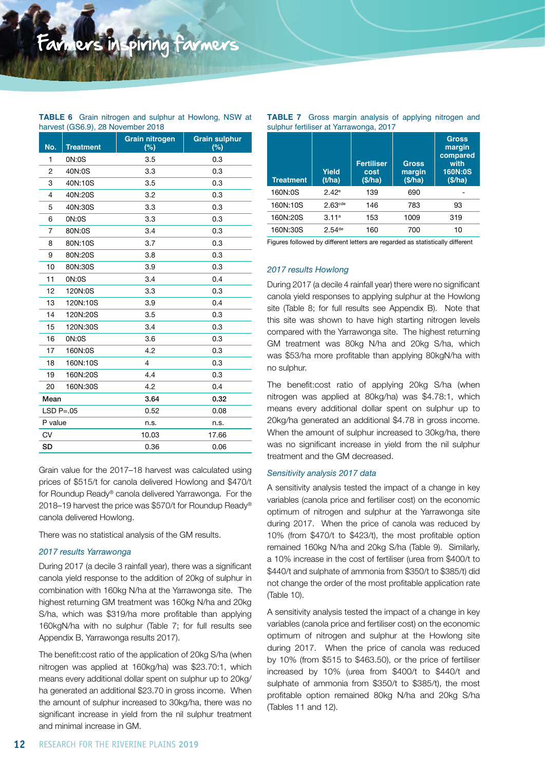**TABLE 6** Grain nitrogen and sulphur at Howlong, NSW at harvest (GS6.9), 28 November 2018

| No. | Treatment | Grain nitrogen (%) | Grain sulphur (%) |
|---|---|---|---|
| 1 | 0N:0S | 3.5 | 0.3 |
| 2 | 40N:0S | 3.3 | 0.3 |
| 3 | 40N:10S | 3.5 | 0.3 |
| 4 | 40N:20S | 3.2 | 0.3 |
| 5 | 40N:30S | 3.3 | 0.3 |
| 6 | 0N:0S | 3.3 | 0.3 |
| 7 | 80N:0S | 3.4 | 0.3 |
| 8 | 80N:10S | 3.7 | 0.3 |
| 9 | 80N:20S | 3.8 | 0.3 |
| 10 | 80N:30S | 3.9 | 0.3 |
| 11 | 0N:0S | 3.4 | 0.4 |
| 12 | 120N:0S | 3.3 | 0.3 |
| 13 | 120N:10S | 3.9 | 0.4 |
| 14 | 120N:20S | 3.5 | 0.3 |
| 15 | 120N:30S | 3.4 | 0.3 |
| 16 | 0N:0S | 3.6 | 0.3 |
| 17 | 160N:0S | 4.2 | 0.3 |
| 18 | 160N:10S | 4 | 0.3 |
| 19 | 160N:20S | 4.4 | 0.3 |
| 20 | 160N:30S | 4.2 | 0.4 |
| **Mean** | | **3.64** | **0.32** |
| LSD P=.05 | | 0.52 | 0.08 |
| P value | | n.s. | n.s. |
| CV | | 10.03 | 17.66 |
| **SD** | | 0.36 | 0.06 |

Grain value for the 2017–18 harvest was calculated using prices of $515/t for canola delivered Howlong and $470/t for Roundup Ready® canola delivered Yarrawonga. For the 2018–19 harvest the price was $570/t for Roundup Ready® canola delivered Howlong.

There was no statistical analysis of the GM results.

*2017 results Yarrawonga*

During 2017 (a decile 3 rainfall year), there was a significant canola yield response to the addition of 20kg of sulphur in combination with 160kg N/ha at the Yarrawonga site. The highest returning GM treatment was 160kg N/ha and 20kg S/ha, which was $319/ha more profitable than applying 160kgN/ha with no sulphur (Table 7; for full results see Appendix B, Yarrawonga results 2017).

The benefit:cost ratio of the application of 20kg S/ha (when nitrogen was applied at 160kg/ha) was $23.70:1, which means every additional dollar spent on sulphur up to 20kg/ha generated an additional $23.70 in gross income. When the amount of sulphur increased to 30kg/ha, there was no significant increase in yield from the nil sulphur treatment and minimal increase in GM.

**TABLE 7** Gross margin analysis of applying nitrogen and sulphur fertiliser at Yarrawonga, 2017

| Treatment | Yield (t/ha) | Fertiliser cost ($/ha) | Gross margin ($/ha) | Gross margin compared with 160N:0S ($/ha) |
|---|---|---|---|---|
| 160N:0S | 2.42[e] | 139 | 690 | - |
| 160N:10S | 2.63[cde] | 146 | 783 | 93 |
| 160N:20S | 3.11[a] | 153 | 1009 | 319 |
| 160N:30S | 2.54[de] | 160 | 700 | 10 |

Figures followed by different letters are regarded as statistically different

*2017 results Howlong*

During 2017 (a decile 4 rainfall year) there were no significant canola yield responses to applying sulphur at the Howlong site (Table 8; for full results see Appendix B). Note that this site was shown to have high starting nitrogen levels compared with the Yarrawonga site. The highest returning GM treatment was 80kg N/ha and 20kg S/ha, which was $53/ha more profitable than applying 80kgN/ha with no sulphur.

The benefit:cost ratio of applying 20kg S/ha (when nitrogen was applied at 80kg/ha) was $4.78:1, which means every additional dollar spent on sulphur up to 20kg/ha generated an additional $4.78 in gross income. When the amount of sulphur increased to 30kg/ha, there was no significant increase in yield from the nil sulphur treatment and the GM decreased.

*Sensitivity analysis 2017 data*

A sensitivity analysis tested the impact of a change in key variables (canola price and fertiliser cost) on the economic optimum of nitrogen and sulphur at the Yarrawonga site during 2017. When the price of canola was reduced by 10% (from $470/t to $423/t), the most profitable option remained 160kg N/ha and 20kg S/ha (Table 9). Similarly, a 10% increase in the cost of fertiliser (urea from $400/t to $440/t and sulphate of ammonia from $350/t to $385/t) did not change the order of the most profitable application rate (Table 10).

A sensitivity analysis tested the impact of a change in key variables (canola price and fertiliser cost) on the economic optimum of nitrogen and sulphur at the Howlong site during 2017. When the price of canola was reduced by 10% (from $515 to $463.50), or the price of fertiliser increased by 10% (urea from $400/t to $440/t and sulphate of ammonia from $350/t to $385/t), the most profitable option remained 80kg N/ha and 20kg S/ha (Tables 11 and 12).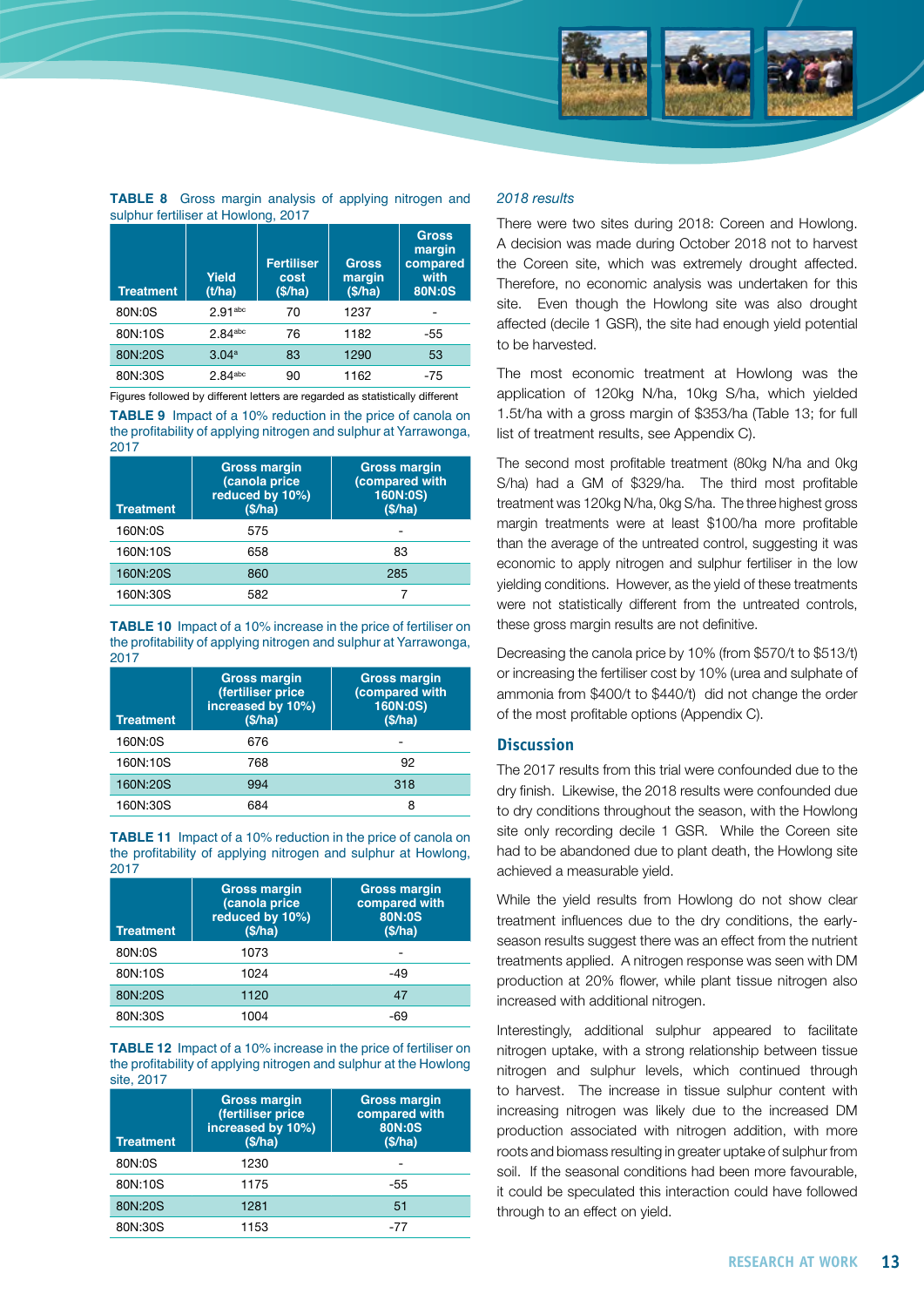**TABLE 8** Gross margin analysis of applying nitrogen and sulphur fertiliser at Howlong, 2017

| Treatment | Yield (t/ha) | Fertiliser cost ($/ha) | Gross margin ($/ha) | Gross margin compared with 80N:0S |
|---|---|---|---|---|
| 80N:0S | 2.91[abc] | 70 | 1237 | - |
| 80N:10S | 2.84[abc] | 76 | 1182 | -55 |
| 80N:20S | 3.04[a] | 83 | 1290 | 53 |
| 80N:30S | 2.84[abc] | 90 | 1162 | -75 |

Figures followed by different letters are regarded as statistically different

**TABLE 9** Impact of a 10% reduction in the price of canola on the profitability of applying nitrogen and sulphur at Yarrawonga, 2017

| Treatment | Gross margin (canola price reduced by 10%) ($/ha) | Gross margin (compared with 160N:0S) ($/ha) |
|---|---|---|
| 160N:0S | 575 | - |
| 160N:10S | 658 | 83 |
| 160N:20S | 860 | 285 |
| 160N:30S | 582 | 7 |

**TABLE 10** Impact of a 10% increase in the price of fertiliser on the profitability of applying nitrogen and sulphur at Yarrawonga, 2017

| Treatment | Gross margin (fertiliser price increased by 10%) ($/ha) | Gross margin (compared with 160N:0S) ($/ha) |
|---|---|---|
| 160N:0S | 676 | - |
| 160N:10S | 768 | 92 |
| 160N:20S | 994 | 318 |
| 160N:30S | 684 | 8 |

**TABLE 11** Impact of a 10% reduction in the price of canola on the profitability of applying nitrogen and sulphur at Howlong, 2017

| Treatment | Gross margin (canola price reduced by 10%) ($/ha) | Gross margin compared with 80N:0S ($/ha) |
|---|---|---|
| 80N:0S | 1073 | - |
| 80N:10S | 1024 | -49 |
| 80N:20S | 1120 | 47 |
| 80N:30S | 1004 | -69 |

**TABLE 12** Impact of a 10% increase in the price of fertiliser on the profitability of applying nitrogen and sulphur at the Howlong site, 2017

| Treatment | Gross margin (fertiliser price increased by 10%) ($/ha) | Gross margin compared with 80N:0S ($/ha) |
|---|---|---|
| 80N:0S | 1230 | - |
| 80N:10S | 1175 | -55 |
| 80N:20S | 1281 | 51 |
| 80N:30S | 1153 | -77 |

*2018 results*

There were two sites during 2018: Coreen and Howlong. A decision was made during October 2018 not to harvest the Coreen site, which was extremely drought affected. Therefore, no economic analysis was undertaken for this site. Even though the Howlong site was also drought affected (decile 1 GSR), the site had enough yield potential to be harvested.

The most economic treatment at Howlong was the application of 120kg N/ha, 10kg S/ha, which yielded 1.5t/ha with a gross margin of $353/ha (Table 13; for full list of treatment results, see Appendix C).

The second most profitable treatment (80kg N/ha and 0kg S/ha) had a GM of $329/ha. The third most profitable treatment was 120kg N/ha, 0kg S/ha. The three highest gross margin treatments were at least $100/ha more profitable than the average of the untreated control, suggesting it was economic to apply nitrogen and sulphur fertiliser in the low yielding conditions. However, as the yield of these treatments were not statistically different from the untreated controls, these gross margin results are not definitive.

Decreasing the canola price by 10% (from $570/t to $513/t) or increasing the fertiliser cost by 10% (urea and sulphate of ammonia from $400/t to $440/t) did not change the order of the most profitable options (Appendix C).

## Discussion

The 2017 results from this trial were confounded due to the dry finish. Likewise, the 2018 results were confounded due to dry conditions throughout the season, with the Howlong site only recording decile 1 GSR. While the Coreen site had to be abandoned due to plant death, the Howlong site achieved a measurable yield.

While the yield results from Howlong do not show clear treatment influences due to the dry conditions, the early-season results suggest there was an effect from the nutrient treatments applied. A nitrogen response was seen with DM production at 20% flower, while plant tissue nitrogen also increased with additional nitrogen.

Interestingly, additional sulphur appeared to facilitate nitrogen uptake, with a strong relationship between tissue nitrogen and sulphur levels, which continued through to harvest. The increase in tissue sulphur content with increasing nitrogen was likely due to the increased DM production associated with nitrogen addition, with more roots and biomass resulting in greater uptake of sulphur from soil. If the seasonal conditions had been more favourable, it could be speculated this interaction could have followed through to an effect on yield.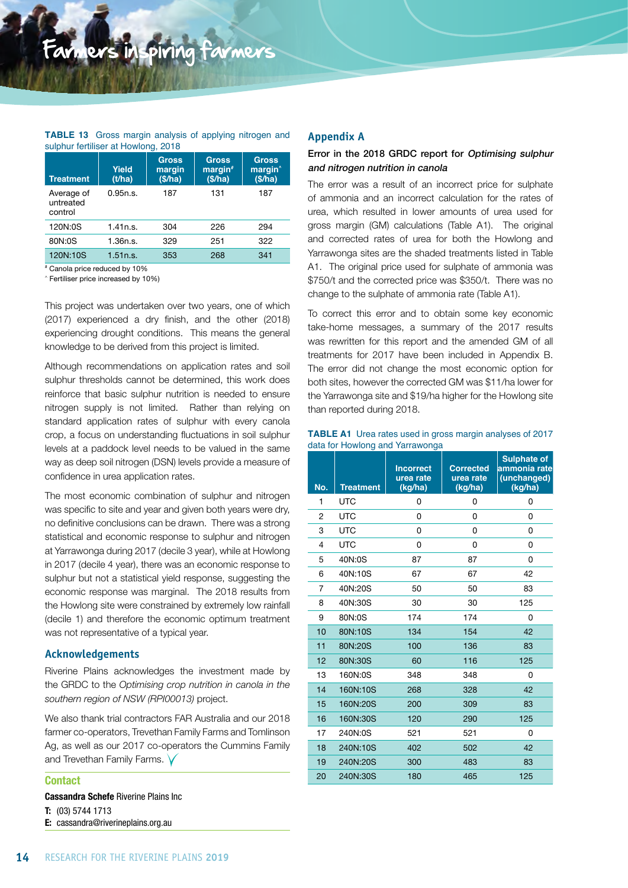**TABLE 13** Gross margin analysis of applying nitrogen and sulphur fertiliser at Howlong, 2018

| Treatment | Yield (t/ha) | Gross margin ($/ha) | Gross margin[#] ($/ha) | Gross margin[^] ($/ha) |
|---|---|---|---|---|
| Average of untreated control | 0.95n.s. | 187 | 131 | 187 |
| 120N:0S | 1.41n.s. | 304 | 226 | 294 |
| 80N:0S | 1.36n.s. | 329 | 251 | 322 |
| 120N:10S | 1.51n.s. | 353 | 268 | 341 |

[#] Canola price reduced by 10%
[^] Fertiliser price increased by 10%)

This project was undertaken over two years, one of which (2017) experienced a dry finish, and the other (2018) experiencing drought conditions. This means the general knowledge to be derived from this project is limited.

Although recommendations on application rates and soil sulphur thresholds cannot be determined, this work does reinforce that basic sulphur nutrition is needed to ensure nitrogen supply is not limited. Rather than relying on standard application rates of sulphur with every canola crop, a focus on understanding fluctuations in soil sulphur levels at a paddock level needs to be valued in the same way as deep soil nitrogen (DSN) levels provide a measure of confidence in urea application rates.

The most economic combination of sulphur and nitrogen was specific to site and year and given both years were dry, no definitive conclusions can be drawn. There was a strong statistical and economic response to sulphur and nitrogen at Yarrawonga during 2017 (decile 3 year), while at Howlong in 2017 (decile 4 year), there was an economic response to sulphur but not a statistical yield response, suggesting the economic response was marginal. The 2018 results from the Howlong site were constrained by extremely low rainfall (decile 1) and therefore the economic optimum treatment was not representative of a typical year.

## Acknowledgements

Riverine Plains acknowledges the investment made by the GRDC to the *Optimising crop nutrition in canola in the southern region of NSW (RPI00013)* project.

We also thank trial contractors FAR Australia and our 2018 farmer co-operators, Trevethan Family Farms and Tomlinson Ag, as well as our 2017 co-operators the Cummins Family and Trevethan Family Farms.

## Contact

**Cassandra Schefe** Riverine Plains Inc
**T:** (03) 5744 1713
**E:** cassandra@riverineplains.org.au

## Appendix A

**Error in the 2018 GRDC report for *Optimising sulphur and nitrogen nutrition in canola***

The error was a result of an incorrect price for sulphate of ammonia and an incorrect calculation for the rates of urea, which resulted in lower amounts of urea used for gross margin (GM) calculations (Table A1). The original and corrected rates of urea for both the Howlong and Yarrawonga sites are the shaded treatments listed in Table A1. The original price used for sulphate of ammonia was $750/t and the corrected price was $350/t. There was no change to the sulphate of ammonia rate (Table A1).

To correct this error and to obtain some key economic take-home messages, a summary of the 2017 results was rewritten for this report and the amended GM of all treatments for 2017 have been included in Appendix B. The error did not change the most economic option for both sites, however the corrected GM was $11/ha lower for the Yarrawonga site and $19/ha higher for the Howlong site than reported during 2018.

**TABLE A1** Urea rates used in gross margin analyses of 2017 data for Howlong and Yarrawonga

| No. | Treatment | Incorrect urea rate (kg/ha) | Corrected urea rate (kg/ha) | Sulphate of ammonia rate (unchanged) (kg/ha) |
|---|---|---|---|---|
| 1 | UTC | 0 | 0 | 0 |
| 2 | UTC | 0 | 0 | 0 |
| 3 | UTC | 0 | 0 | 0 |
| 4 | UTC | 0 | 0 | 0 |
| 5 | 40N:0S | 87 | 87 | 0 |
| 6 | 40N:10S | 67 | 67 | 42 |
| 7 | 40N:20S | 50 | 50 | 83 |
| 8 | 40N:30S | 30 | 30 | 125 |
| 9 | 80N:0S | 174 | 174 | 0 |
| 10 | 80N:10S | 134 | 154 | 42 |
| 11 | 80N:20S | 100 | 136 | 83 |
| 12 | 80N:30S | 60 | 116 | 125 |
| 13 | 160N:0S | 348 | 348 | 0 |
| 14 | 160N:10S | 268 | 328 | 42 |
| 15 | 160N:20S | 200 | 309 | 83 |
| 16 | 160N:30S | 120 | 290 | 125 |
| 17 | 240N:0S | 521 | 521 | 0 |
| 18 | 240N:10S | 402 | 502 | 42 |
| 19 | 240N:20S | 300 | 483 | 83 |
| 20 | 240N:30S | 180 | 465 | 125 |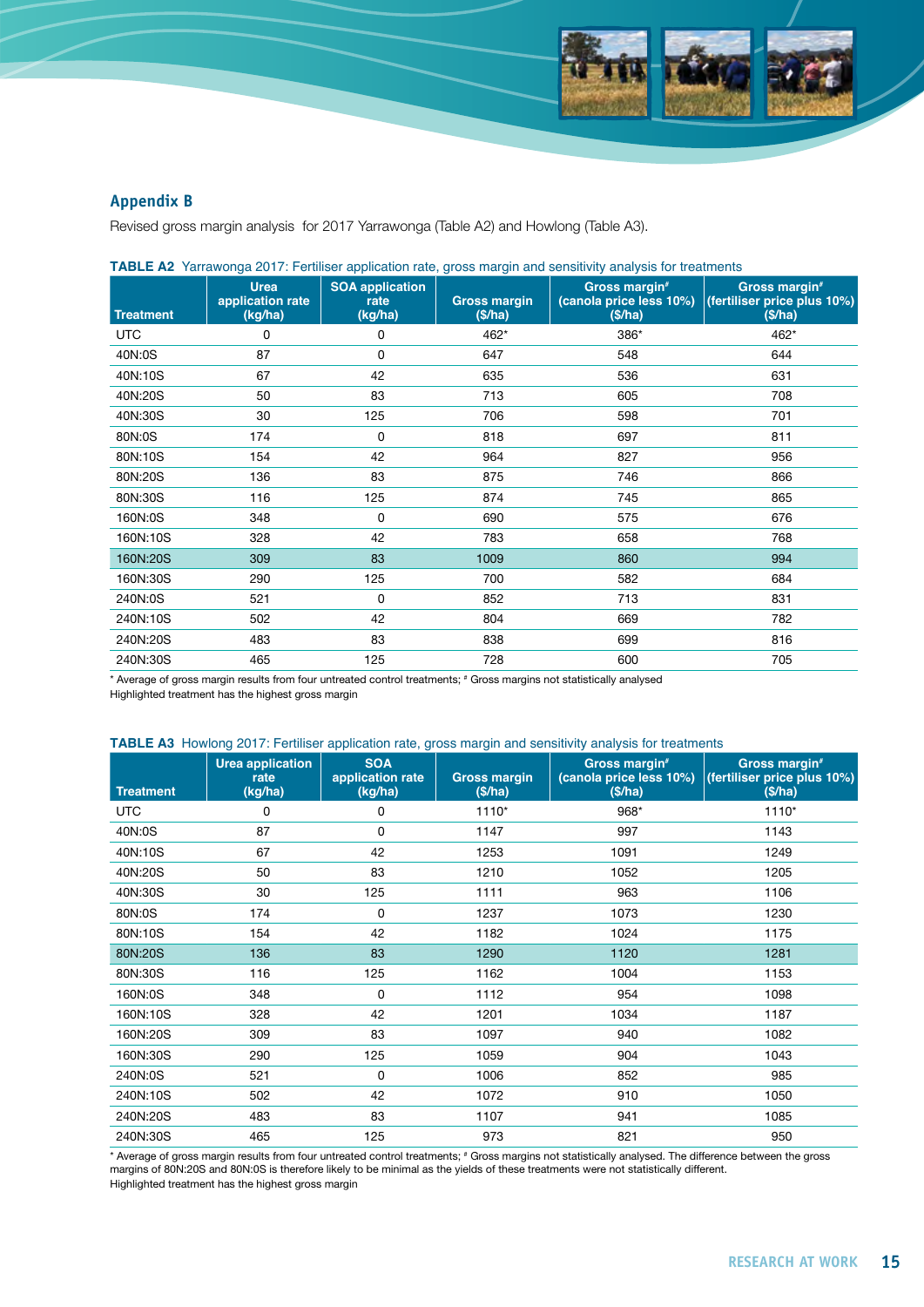## Appendix B

Revised gross margin analysis for 2017 Yarrawonga (Table A2) and Howlong (Table A3).

**TABLE A2** Yarrawonga 2017: Fertiliser application rate, gross margin and sensitivity analysis for treatments

| Treatment | Urea application rate (kg/ha) | SOA application rate (kg/ha) | Gross margin ($/ha) | Gross margin# (canola price less 10%) ($/ha) | Gross margin# (fertiliser price plus 10%) ($/ha) |
|---|---|---|---|---|---|
| UTC | 0 | 0 | 462* | 386* | 462* |
| 40N:0S | 87 | 0 | 647 | 548 | 644 |
| 40N:10S | 67 | 42 | 635 | 536 | 631 |
| 40N:20S | 50 | 83 | 713 | 605 | 708 |
| 40N:30S | 30 | 125 | 706 | 598 | 701 |
| 80N:0S | 174 | 0 | 818 | 697 | 811 |
| 80N:10S | 154 | 42 | 964 | 827 | 956 |
| 80N:20S | 136 | 83 | 875 | 746 | 866 |
| 80N:30S | 116 | 125 | 874 | 745 | 865 |
| 160N:0S | 348 | 0 | 690 | 575 | 676 |
| 160N:10S | 328 | 42 | 783 | 658 | 768 |
| 160N:20S | 309 | 83 | 1009 | 860 | 994 |
| 160N:30S | 290 | 125 | 700 | 582 | 684 |
| 240N:0S | 521 | 0 | 852 | 713 | 831 |
| 240N:10S | 502 | 42 | 804 | 669 | 782 |
| 240N:20S | 483 | 83 | 838 | 699 | 816 |
| 240N:30S | 465 | 125 | 728 | 600 | 705 |

* Average of gross margin results from four untreated control treatments; # Gross margins not statistically analysed
Highlighted treatment has the highest gross margin

**TABLE A3** Howlong 2017: Fertiliser application rate, gross margin and sensitivity analysis for treatments

| Treatment | Urea application rate (kg/ha) | SOA application rate (kg/ha) | Gross margin ($/ha) | Gross margin# (canola price less 10%) ($/ha) | Gross margin# (fertiliser price plus 10%) ($/ha) |
|---|---|---|---|---|---|
| UTC | 0 | 0 | 1110* | 968* | 1110* |
| 40N:0S | 87 | 0 | 1147 | 997 | 1143 |
| 40N:10S | 67 | 42 | 1253 | 1091 | 1249 |
| 40N:20S | 50 | 83 | 1210 | 1052 | 1205 |
| 40N:30S | 30 | 125 | 1111 | 963 | 1106 |
| 80N:0S | 174 | 0 | 1237 | 1073 | 1230 |
| 80N:10S | 154 | 42 | 1182 | 1024 | 1175 |
| 80N:20S | 136 | 83 | 1290 | 1120 | 1281 |
| 80N:30S | 116 | 125 | 1162 | 1004 | 1153 |
| 160N:0S | 348 | 0 | 1112 | 954 | 1098 |
| 160N:10S | 328 | 42 | 1201 | 1034 | 1187 |
| 160N:20S | 309 | 83 | 1097 | 940 | 1082 |
| 160N:30S | 290 | 125 | 1059 | 904 | 1043 |
| 240N:0S | 521 | 0 | 1006 | 852 | 985 |
| 240N:10S | 502 | 42 | 1072 | 910 | 1050 |
| 240N:20S | 483 | 83 | 1107 | 941 | 1085 |
| 240N:30S | 465 | 125 | 973 | 821 | 950 |

* Average of gross margin results from four untreated control treatments; # Gross margins not statistically analysed. The difference between the gross margins of 80N:20S and 80N:0S is therefore likely to be minimal as the yields of these treatments were not statistically different.
Highlighted treatment has the highest gross margin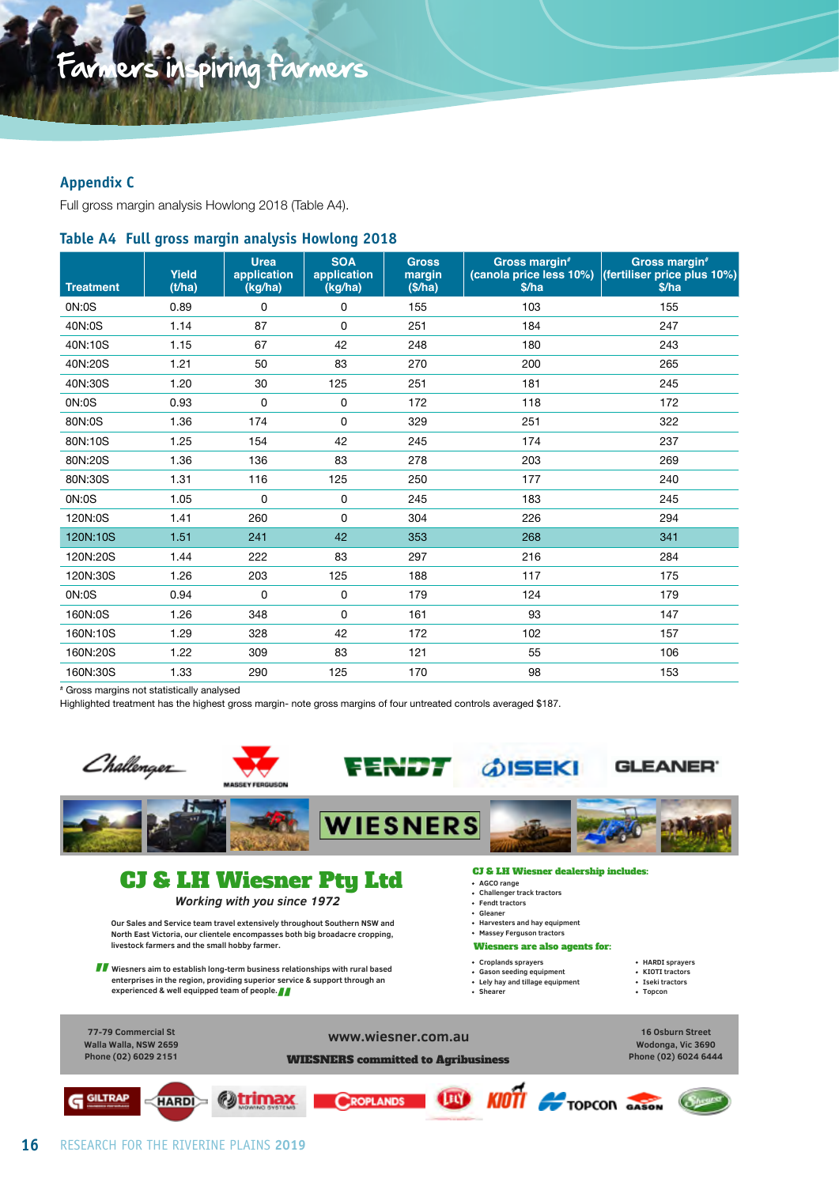## Appendix C

Full gross margin analysis Howlong 2018 (Table A4).

### Table A4 Full gross margin analysis Howlong 2018

| Treatment | Yield (t/ha) | Urea application (kg/ha) | SOA application (kg/ha) | Gross margin ($/ha) | Gross margin# (canola price less 10%) $/ha | Gross margin# (fertiliser price plus 10%) $/ha |
|---|---|---|---|---|---|---|
| 0N:0S | 0.89 | 0 | 0 | 155 | 103 | 155 |
| 40N:0S | 1.14 | 87 | 0 | 251 | 184 | 247 |
| 40N:10S | 1.15 | 67 | 42 | 248 | 180 | 243 |
| 40N:20S | 1.21 | 50 | 83 | 270 | 200 | 265 |
| 40N:30S | 1.20 | 30 | 125 | 251 | 181 | 245 |
| 0N:0S | 0.93 | 0 | 0 | 172 | 118 | 172 |
| 80N:0S | 1.36 | 174 | 0 | 329 | 251 | 322 |
| 80N:10S | 1.25 | 154 | 42 | 245 | 174 | 237 |
| 80N:20S | 1.36 | 136 | 83 | 278 | 203 | 269 |
| 80N:30S | 1.31 | 116 | 125 | 250 | 177 | 240 |
| 0N:0S | 1.05 | 0 | 0 | 245 | 183 | 245 |
| 120N:0S | 1.41 | 260 | 0 | 304 | 226 | 294 |
| 120N:10S | 1.51 | 241 | 42 | 353 | 268 | 341 |
| 120N:20S | 1.44 | 222 | 83 | 297 | 216 | 284 |
| 120N:30S | 1.26 | 203 | 125 | 188 | 117 | 175 |
| 0N:0S | 0.94 | 0 | 0 | 179 | 124 | 179 |
| 160N:0S | 1.26 | 348 | 0 | 161 | 93 | 147 |
| 160N:10S | 1.29 | 328 | 42 | 172 | 102 | 157 |
| 160N:20S | 1.22 | 309 | 83 | 121 | 55 | 106 |
| 160N:30S | 1.33 | 290 | 125 | 170 | 98 | 153 |

# Gross margins not statistically analysed

Highlighted treatment has the highest gross margin- note gross margins of four untreated controls averaged $187.

Challenger | Massey Ferguson | FENDT | ISEKI | GLEANER

WIESNERS

# CJ & LH Wiesner Pty Ltd

*Working with you since 1972*

Our Sales and Service team travel extensively throughout Southern NSW and North East Victoria, our clientele encompasses both big broadacre cropping, livestock farmers and the small hobby farmer.

"Wiesners aim to establish long-term business relationships with rural based enterprises in the region, providing superior service & support through an experienced & well equipped team of people."

**CJ & LH Wiesner dealership includes:**

- AGCO range
- Challenger track tractors
- Fendt tractors
- Gleaner
- Harvesters and hay equipment
- Massey Ferguson tractors

**Wiesners are also agents for:**

- Croplands sprayers
- Gason seeding equipment
- Lely hay and tillage equipment
- Shearer
- HARDI sprayers
- KIOTI tractors
- Iseki tractors
- Topcon

77-79 Commercial St
Walla Walla, NSW 2659
Phone (02) 6029 2151

www.wiesner.com.au

**WIESNERS committed to Agribusiness**

16 Osburn Street
Wodonga, Vic 3690
Phone (02) 6024 6444

GILTRAP | HARDI | trimax | CROPLANDS | LELY | KIOTI | TOPCON | GASON | Shearer